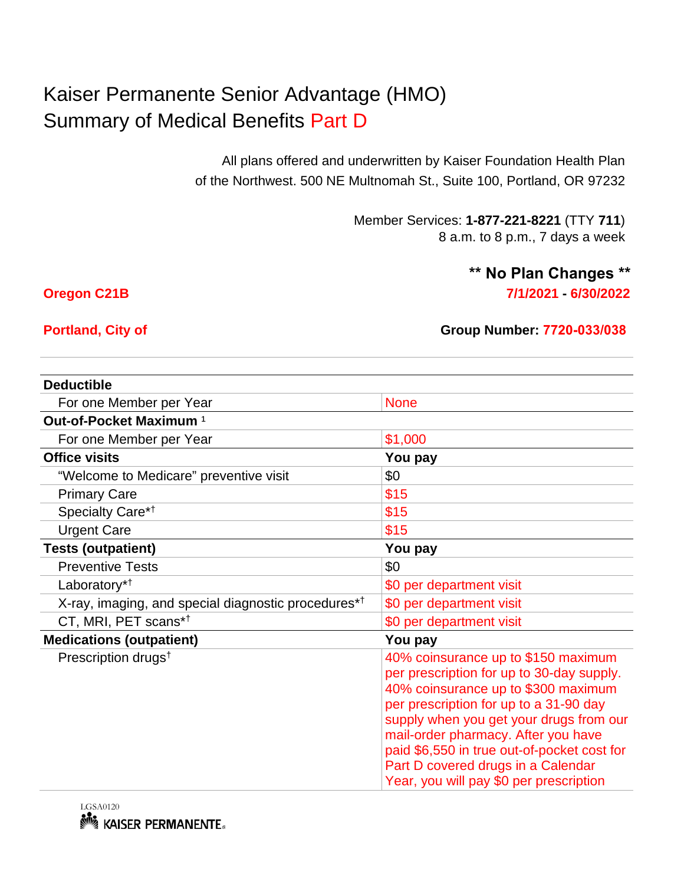# Kaiser Permanente Senior Advantage (HMO)
# Summary of Medical Benefits Part D

All plans offered and underwritten by Kaiser Foundation Health Plan of the Northwest. 500 NE Multnomah St., Suite 100, Portland, OR 97232

Member Services: **1-877-221-8221** (TTY **711**)
8 a.m. to 8 p.m., 7 days a week

**\*\* No Plan Changes \*\***

**Oregon C21B**

**7/1/2021 - 6/30/2022**

**Portland, City of**

**Group Number: 7720-033/038**

| **Deductible** | |
|---|---|
| For one Member per Year | None |
| **Out-of-Pocket Maximum** [1] | |
| For one Member per Year | $1,000 |
| **Office visits** | **You pay** |
| "Welcome to Medicare" preventive visit | $0 |
| Primary Care | $15 |
| Specialty Care*† | $15 |
| Urgent Care | $15 |
| **Tests (outpatient)** | **You pay** |
| Preventive Tests | $0 |
| Laboratory*† | $0 per department visit |
| X-ray, imaging, and special diagnostic procedures*† | $0 per department visit |
| CT, MRI, PET scans*† | $0 per department visit |
| **Medications (outpatient)** | **You pay** |
| Prescription drugs† | 40% coinsurance up to $150 maximum per prescription for up to 30-day supply. 40% coinsurance up to $300 maximum per prescription for up to a 31-90 day supply when you get your drugs from our mail-order pharmacy. After you have paid $6,550 in true out-of-pocket cost for Part D covered drugs in a Calendar Year, you will pay $0 per prescription |

LGSA0120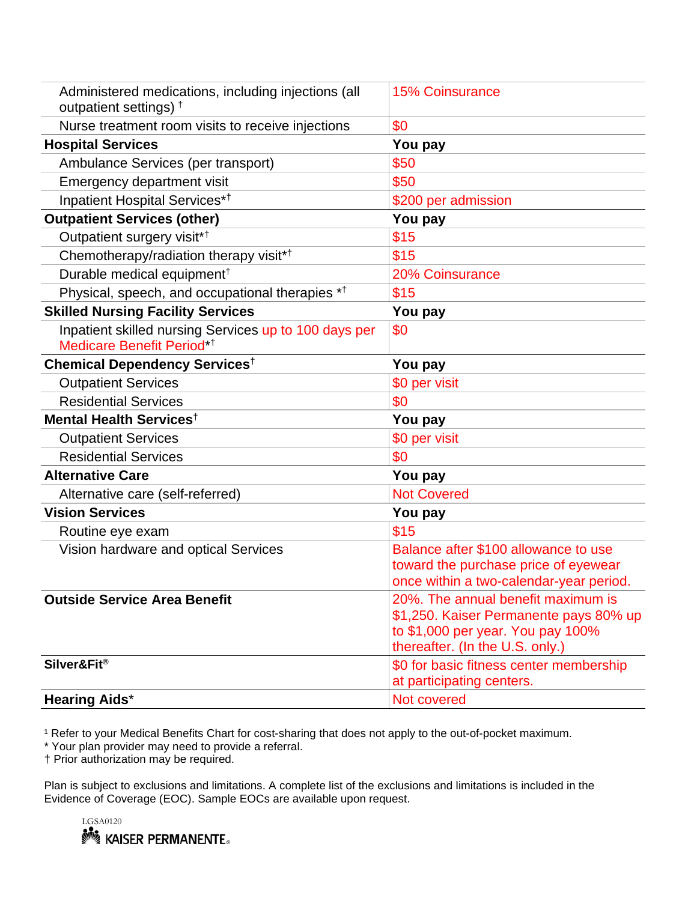| | |
|---|---|
| Administered medications, including injections (all outpatient settings) † | 15% Coinsurance |
| Nurse treatment room visits to receive injections | $0 |
| **Hospital Services** | **You pay** |
| Ambulance Services (per transport) | $50 |
| Emergency department visit | $50 |
| Inpatient Hospital Services*† | $200 per admission |
| **Outpatient Services (other)** | **You pay** |
| Outpatient surgery visit*† | $15 |
| Chemotherapy/radiation therapy visit*† | $15 |
| Durable medical equipment† | 20% Coinsurance |
| Physical, speech, and occupational therapies *† | $15 |
| **Skilled Nursing Facility Services** | **You pay** |
| Inpatient skilled nursing Services up to 100 days per Medicare Benefit Period*† | $0 |
| **Chemical Dependency Services†** | **You pay** |
| Outpatient Services | $0 per visit |
| Residential Services | $0 |
| **Mental Health Services†** | **You pay** |
| Outpatient Services | $0 per visit |
| Residential Services | $0 |
| **Alternative Care** | **You pay** |
| Alternative care (self-referred) | Not Covered |
| **Vision Services** | **You pay** |
| Routine eye exam | $15 |
| Vision hardware and optical Services | Balance after $100 allowance to use toward the purchase price of eyewear once within a two-calendar-year period. |
| **Outside Service Area Benefit** | 20%. The annual benefit maximum is $1,250. Kaiser Permanente pays 80% up to $1,000 per year. You pay 100% thereafter. (In the U.S. only.) |
| **Silver&Fit®** | $0 for basic fitness center membership at participating centers. |
| **Hearing Aids*** | Not covered |

[1] Refer to your Medical Benefits Chart for cost-sharing that does not apply to the out-of-pocket maximum.
* Your plan provider may need to provide a referral.
† Prior authorization may be required.

Plan is subject to exclusions and limitations. A complete list of the exclusions and limitations is included in the Evidence of Coverage (EOC). Sample EOCs are available upon request.

LGSA0120

KAISER PERMANENTE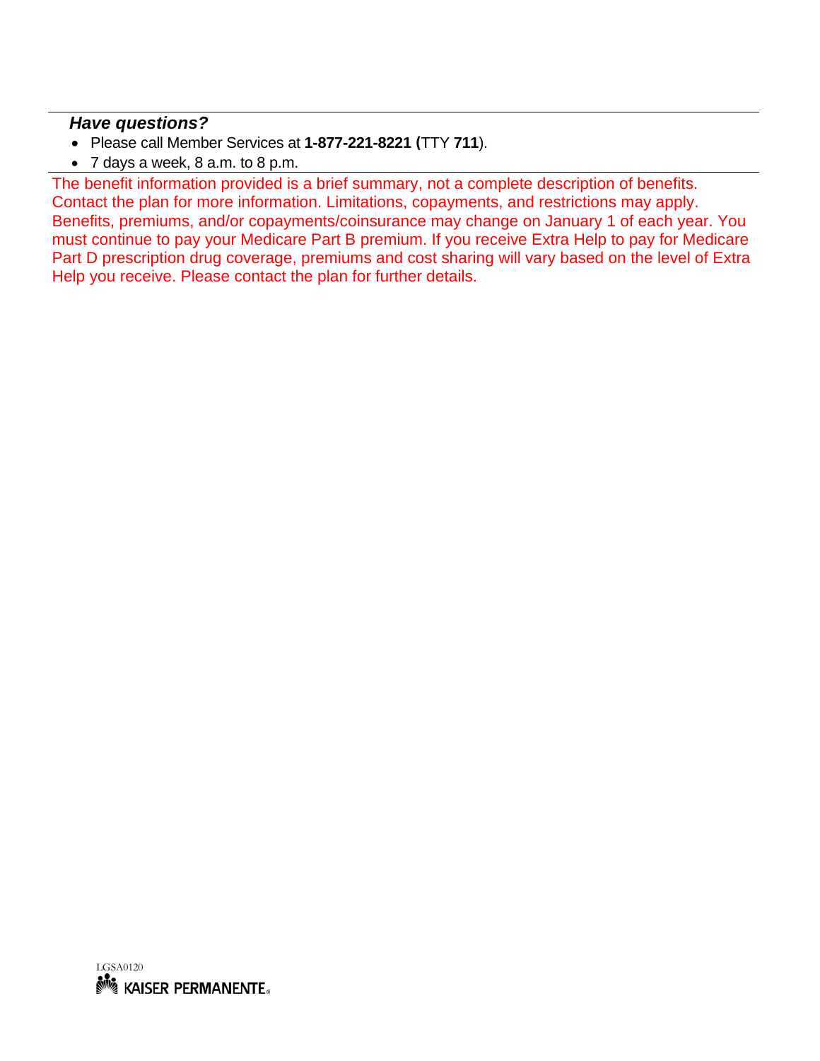***Have questions?***

- Please call Member Services at **1-877-221-8221 (**TTY **711**).
- 7 days a week, 8 a.m. to 8 p.m.

The benefit information provided is a brief summary, not a complete description of benefits. Contact the plan for more information. Limitations, copayments, and restrictions may apply. Benefits, premiums, and/or copayments/coinsurance may change on January 1 of each year. You must continue to pay your Medicare Part B premium. If you receive Extra Help to pay for Medicare Part D prescription drug coverage, premiums and cost sharing will vary based on the level of Extra Help you receive. Please contact the plan for further details.

LGSA0120

KAISER PERMANENTE